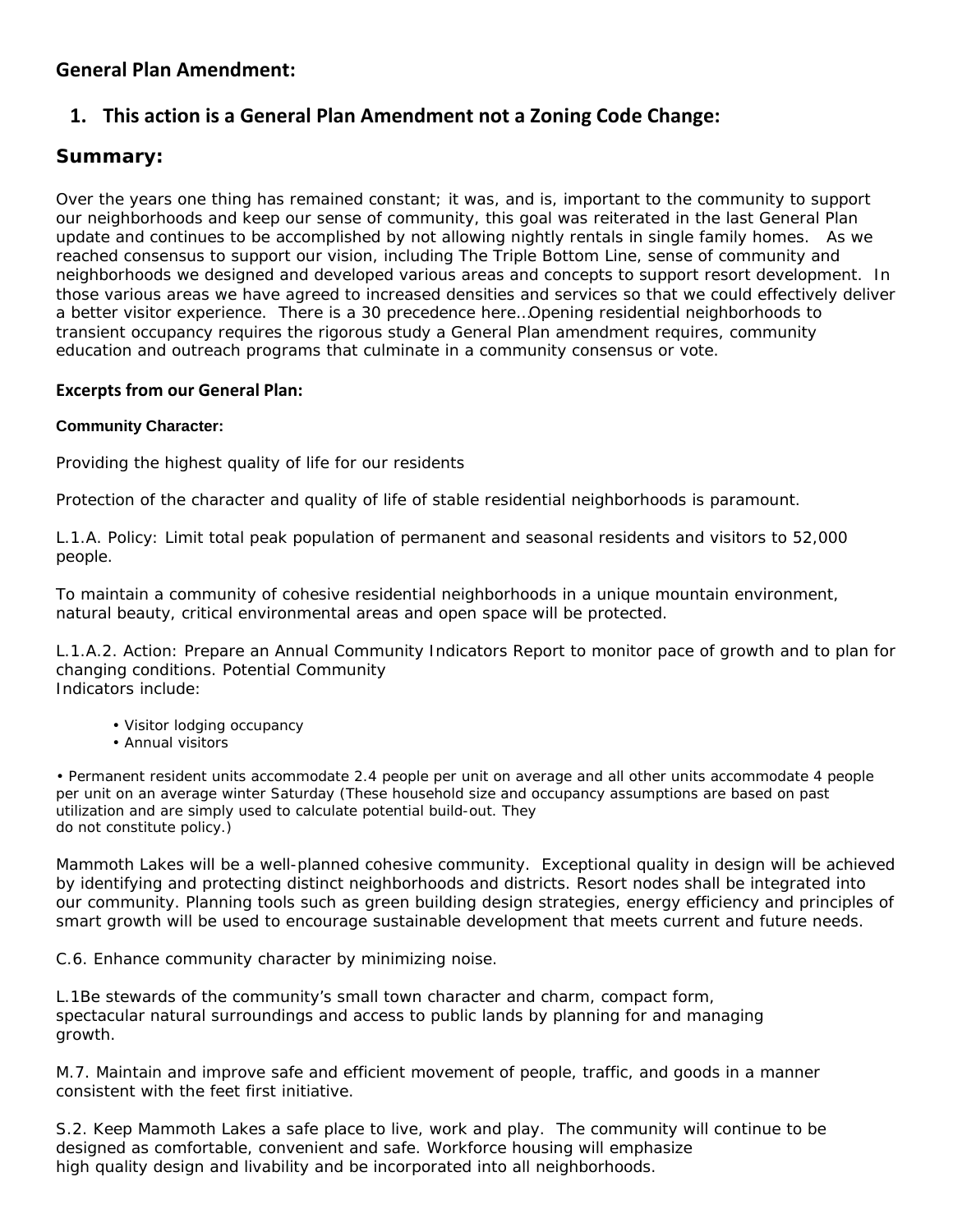## General Plan Amendment:

1. **This action is a General Plan Amendment not a Zoning Code Change:**

### Summary:

Over the years one thing has remained constant; it was, and is, important to the community to support our neighborhoods and keep our sense of community, this goal was reiterated in the last General Plan update and continues to be accomplished by not allowing nightly rentals in single family homes. As we reached consensus to support our vision, including The Triple Bottom Line, sense of community and neighborhoods we designed and developed various areas and concepts to support resort development. In those various areas we have agreed to increased densities and services so that we could effectively deliver a better visitor experience. There is a 30 precedence here…Opening residential neighborhoods to transient occupancy requires the rigorous study a General Plan amendment requires, community education and outreach programs that culminate in a community consensus or vote.

**Excerpts from our General Plan:**

**Community Character:**

Providing the highest quality of life for our residents

Protection of the character and quality of life of stable residential neighborhoods is paramount.

L.1.A. Policy: Limit total peak population of permanent and seasonal residents and visitors to 52,000 people.

To maintain a community of cohesive residential neighborhoods in a unique mountain environment, natural beauty, critical environmental areas and open space will be protected.

L.1.A.2. Action: Prepare an Annual Community Indicators Report to monitor pace of growth and to plan for changing conditions. Potential Community
Indicators include:

- Visitor lodging occupancy
- Annual visitors

• Permanent resident units accommodate 2.4 people per unit on average and all other units accommodate 4 people per unit on an average winter Saturday (These household size and occupancy assumptions are based on past utilization and are simply used to calculate potential build-out. They do not constitute policy.)

Mammoth Lakes will be a well-planned cohesive community. Exceptional quality in design will be achieved by identifying and protecting distinct neighborhoods and districts. Resort nodes shall be integrated into our community. Planning tools such as green building design strategies, energy efficiency and principles of smart growth will be used to encourage sustainable development that meets current and future needs.

C.6. Enhance community character by minimizing noise.

L.1Be stewards of the community's small town character and charm, compact form, spectacular natural surroundings and access to public lands by planning for and managing growth.

M.7. Maintain and improve safe and efficient movement of people, traffic, and goods in a manner consistent with the feet first initiative.

S.2. Keep Mammoth Lakes a safe place to live, work and play. The community will continue to be designed as comfortable, convenient and safe. Workforce housing will emphasize high quality design and livability and be incorporated into all neighborhoods.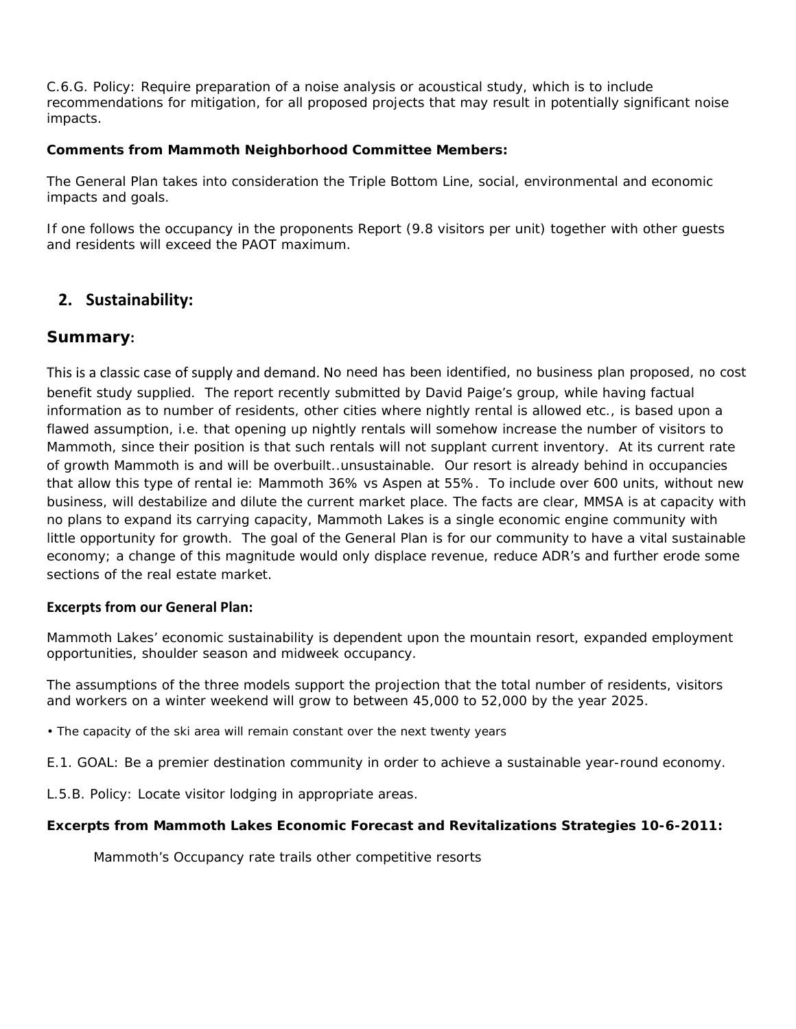C.6.G. Policy: Require preparation of a noise analysis or acoustical study, which is to include recommendations for mitigation, for all proposed projects that may result in potentially significant noise impacts.

**Comments from Mammoth Neighborhood Committee Members:**

The General Plan takes into consideration the Triple Bottom Line, social, environmental and economic impacts and goals.

If one follows the occupancy in the proponents Report (9.8 visitors per unit) together with other guests and residents will exceed the PAOT maximum.

## 2. Sustainability:

## Summary:

This is a classic case of supply and demand. No need has been identified, no business plan proposed, no cost benefit study supplied. The report recently submitted by David Paige's group, while having factual information as to number of residents, other cities where nightly rental is allowed etc., is based upon a flawed assumption, i.e. that opening up nightly rentals will somehow increase the number of visitors to Mammoth, since their position is that such rentals will not supplant current inventory. At its current rate of growth Mammoth is and will be overbuilt..unsustainable. Our resort is already behind in occupancies that allow this type of rental ie: Mammoth 36% vs Aspen at 55%. To include over 600 units, without new business, will destabilize and dilute the current market place. The facts are clear, MMSA is at capacity with no plans to expand its carrying capacity, Mammoth Lakes is a single economic engine community with little opportunity for growth. The goal of the General Plan is for our community to have a vital sustainable economy; a change of this magnitude would only displace revenue, reduce ADR's and further erode some sections of the real estate market.

**Excerpts from our General Plan:**

Mammoth Lakes' economic sustainability is dependent upon the mountain resort, expanded employment opportunities, shoulder season and midweek occupancy.

The assumptions of the three models support the projection that the total number of residents, visitors and workers on a winter weekend will grow to between 45,000 to 52,000 by the year 2025.

- The capacity of the ski area will remain constant over the next twenty years

E.1. GOAL: Be a premier destination community in order to achieve a sustainable year-round economy.

L.5.B. Policy: Locate visitor lodging in appropriate areas.

**Excerpts from Mammoth Lakes Economic Forecast and Revitalizations Strategies 10-6-2011:**

Mammoth's Occupancy rate trails other competitive resorts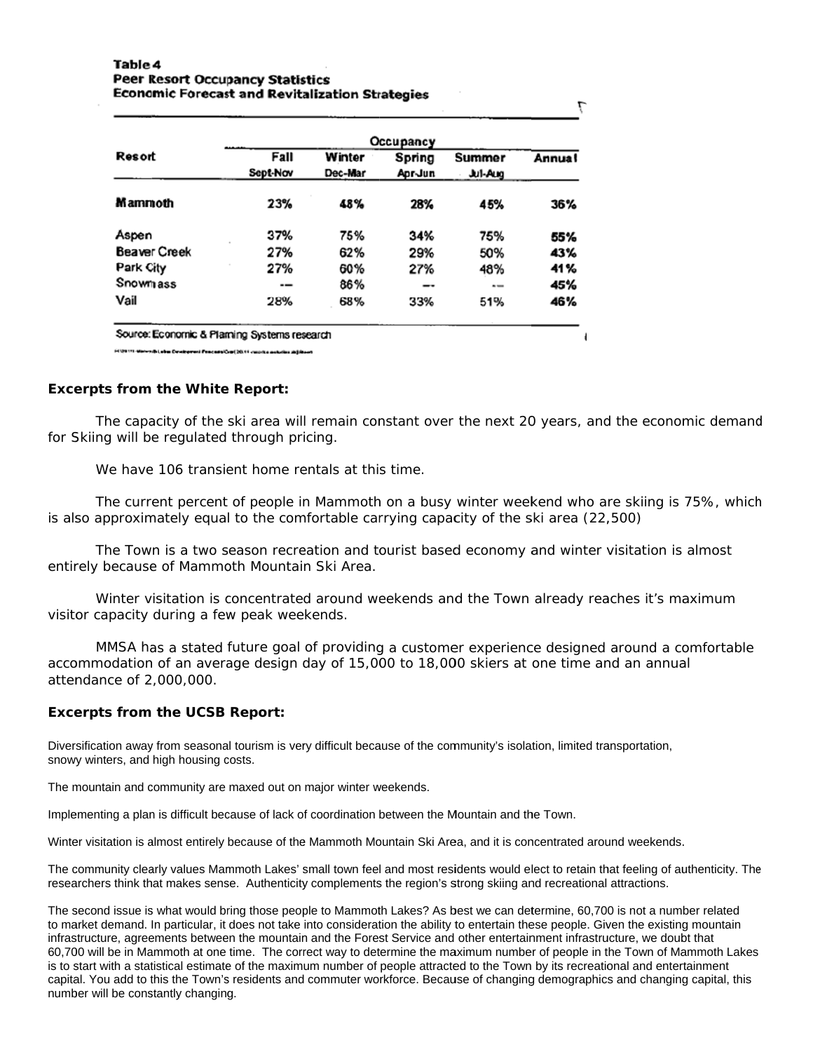**Table 4**
**Peer Resort Occupancy Statistics**
**Economic Forecast and Revitalization Strategies**

| Resort | Occupancy | | | | |
|---|---|---|---|---|---|
| | Fall Sept-Nov | Winter Dec-Mar | Spring Apr-Jun | Summer Jul-Aug | Annual |
| **Mammoth** | **23%** | **48%** | **28%** | **45%** | **36%** |
| Aspen | 37% | 75% | 34% | 75% | **55%** |
| Beaver Creek | 27% | 62% | 29% | 50% | **43%** |
| Park City | 27% | 60% | 27% | 48% | **41%** |
| Snowmass | -- | 86% | -- | -- | **45%** |
| Vail | 28% | 68% | 33% | 51% | **46%** |

Source: Economic & Planning Systems research

**Excerpts from the White Report:**

The capacity of the ski area will remain constant over the next 20 years, and the economic demand for Skiing will be regulated through pricing.

We have 106 transient home rentals at this time.

The current percent of people in Mammoth on a busy winter weekend who are skiing is 75%, which is also approximately equal to the comfortable carrying capacity of the ski area (22,500)

The Town is a two season recreation and tourist based economy and winter visitation is almost entirely because of Mammoth Mountain Ski Area.

Winter visitation is concentrated around weekends and the Town already reaches it's maximum visitor capacity during a few peak weekends.

MMSA has a stated future goal of providing a customer experience designed around a comfortable accommodation of an average design day of 15,000 to 18,000 skiers at one time and an annual attendance of 2,000,000.

**Excerpts from the UCSB Report:**

Diversification away from seasonal tourism is very difficult because of the community's isolation, limited transportation, snowy winters, and high housing costs.

The mountain and community are maxed out on major winter weekends.

Implementing a plan is difficult because of lack of coordination between the Mountain and the Town.

Winter visitation is almost entirely because of the Mammoth Mountain Ski Area, and it is concentrated around weekends.

The community clearly values Mammoth Lakes' small town feel and most residents would elect to retain that feeling of authenticity. The researchers think that makes sense. Authenticity complements the region's strong skiing and recreational attractions.

The second issue is what would bring those people to Mammoth Lakes? As best we can determine, 60,700 is not a number related to market demand. In particular, it does not take into consideration the ability to entertain these people. Given the existing mountain infrastructure, agreements between the mountain and the Forest Service and other entertainment infrastructure, we doubt that 60,700 will be in Mammoth at one time. The correct way to determine the maximum number of people in the Town of Mammoth Lakes is to start with a statistical estimate of the maximum number of people attracted to the Town by its recreational and entertainment capital. You add to this the Town's residents and commuter workforce. Because of changing demographics and changing capital, this number will be constantly changing.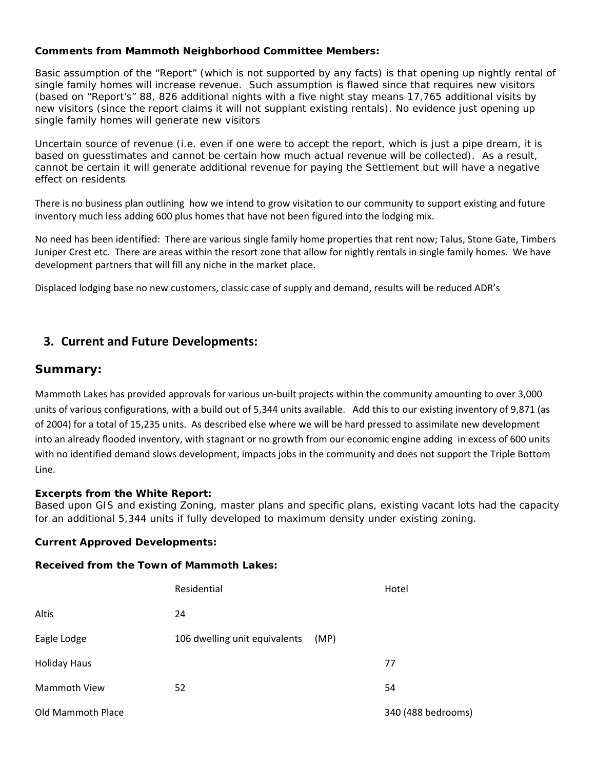**Comments from Mammoth Neighborhood Committee Members:**

Basic assumption of the "Report" (which is not supported by any facts) is that opening up nightly rental of single family homes will increase revenue. Such assumption is flawed since that requires new visitors (based on "Report's" 88, 826 additional nights with a five night stay means 17,765 additional visits by new visitors (since the report claims it will not supplant existing rentals). No evidence just opening up single family homes will generate new visitors

Uncertain source of revenue (i.e. even if one were to accept the report, which is just a pipe dream, it is based on guesstimates and cannot be certain how much actual revenue will be collected). As a result, cannot be certain it will generate additional revenue for paying the Settlement but will have a negative effect on residents

There is no business plan outlining how we intend to grow visitation to our community to support existing and future inventory much less adding 600 plus homes that have not been figured into the lodging mix.

No need has been identified: There are various single family home properties that rent now; Talus, Stone Gate, Timbers Juniper Crest etc. There are areas within the resort zone that allow for nightly rentals in single family homes. We have development partners that will fill any niche in the market place.

Displaced lodging base no new customers, classic case of supply and demand, results will be reduced ADR's

## 3. Current and Future Developments:

### Summary:

Mammoth Lakes has provided approvals for various un-built projects within the community amounting to over 3,000 units of various configurations, with a build out of 5,344 units available. Add this to our existing inventory of 9,871 (as of 2004) for a total of 15,235 units. As described else where we will be hard pressed to assimilate new development into an already flooded inventory, with stagnant or no growth from our economic engine adding in excess of 600 units with no identified demand slows development, impacts jobs in the community and does not support the Triple Bottom Line.

**Excerpts from the White Report:**

Based upon GIS and existing Zoning, master plans and specific plans, existing vacant lots had the capacity for an additional 5,344 units if fully developed to maximum density under existing zoning.

**Current Approved Developments:**

**Received from the Town of Mammoth Lakes:**

| | Residential | Hotel |
|---|---|---|
| Altis | 24 | |
| Eagle Lodge | 106 dwelling unit equivalents (MP) | |
| Holiday Haus | | 77 |
| Mammoth View | 52 | 54 |
| Old Mammoth Place | | 340 (488 bedrooms) |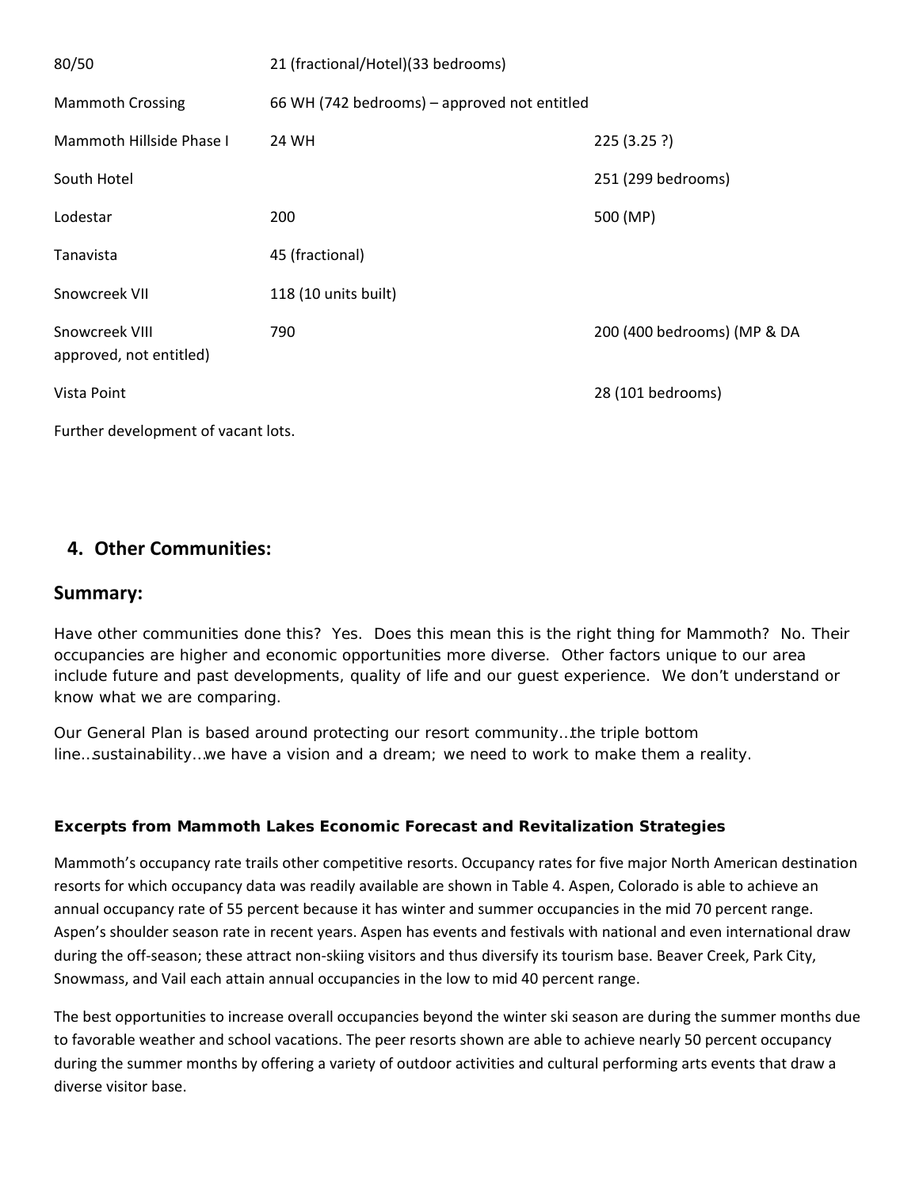| | | |
|---|---|---|
| 80/50 | 21 (fractional/Hotel)(33 bedrooms) | |
| Mammoth Crossing | 66 WH (742 bedrooms) – approved not entitled | |
| Mammoth Hillside Phase I | 24 WH | 225 (3.25 ?) |
| South Hotel | | 251 (299 bedrooms) |
| Lodestar | 200 | 500 (MP) |
| Tanavista | 45 (fractional) | |
| Snowcreek VII | 118 (10 units built) | |
| Snowcreek VIII approved, not entitled) | 790 | 200 (400 bedrooms) (MP & DA |
| Vista Point | | 28 (101 bedrooms) |

Further development of vacant lots.

## 4. Other Communities:

## Summary:

Have other communities done this? Yes. Does this mean this is the right thing for Mammoth? No. Their occupancies are higher and economic opportunities more diverse. Other factors unique to our area include future and past developments, quality of life and our guest experience. We don't understand or know what we are comparing.

Our General Plan is based around protecting our resort community…the triple bottom line…sustainability…we have a vision and a dream; we need to work to make them a reality.

**Excerpts from Mammoth Lakes Economic Forecast and Revitalization Strategies**

Mammoth's occupancy rate trails other competitive resorts. Occupancy rates for five major North American destination resorts for which occupancy data was readily available are shown in Table 4. Aspen, Colorado is able to achieve an annual occupancy rate of 55 percent because it has winter and summer occupancies in the mid 70 percent range. Aspen's shoulder season rate in recent years. Aspen has events and festivals with national and even international draw during the off-season; these attract non-skiing visitors and thus diversify its tourism base. Beaver Creek, Park City, Snowmass, and Vail each attain annual occupancies in the low to mid 40 percent range.

The best opportunities to increase overall occupancies beyond the winter ski season are during the summer months due to favorable weather and school vacations. The peer resorts shown are able to achieve nearly 50 percent occupancy during the summer months by offering a variety of outdoor activities and cultural performing arts events that draw a diverse visitor base.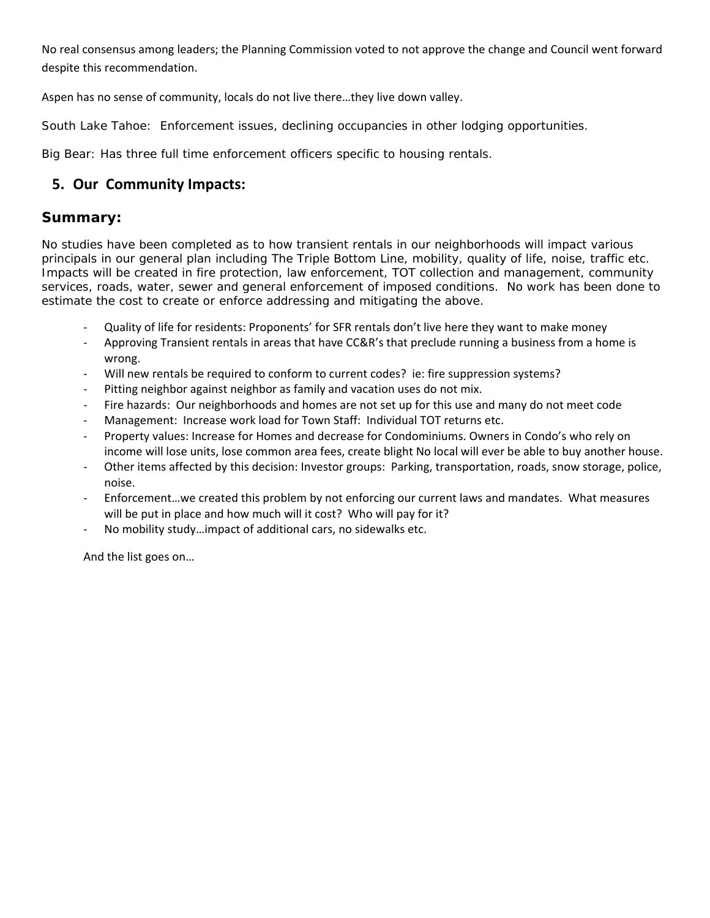No real consensus among leaders; the Planning Commission voted to not approve the change and Council went forward despite this recommendation.

Aspen has no sense of community, locals do not live there…they live down valley.

South Lake Tahoe: Enforcement issues, declining occupancies in other lodging opportunities.

Big Bear: Has three full time enforcement officers specific to housing rentals.

## 5. Our Community Impacts:

### Summary:

No studies have been completed as to how transient rentals in our neighborhoods will impact various principals in our general plan including The Triple Bottom Line, mobility, quality of life, noise, traffic etc. Impacts will be created in fire protection, law enforcement, TOT collection and management, community services, roads, water, sewer and general enforcement of imposed conditions. No work has been done to estimate the cost to create or enforce addressing and mitigating the above.

- Quality of life for residents: Proponents' for SFR rentals don't live here they want to make money
- Approving Transient rentals in areas that have CC&R's that preclude running a business from a home is wrong.
- Will new rentals be required to conform to current codes? ie: fire suppression systems?
- Pitting neighbor against neighbor as family and vacation uses do not mix.
- Fire hazards: Our neighborhoods and homes are not set up for this use and many do not meet code
- Management: Increase work load for Town Staff: Individual TOT returns etc.
- Property values: Increase for Homes and decrease for Condominiums. Owners in Condo's who rely on income will lose units, lose common area fees, create blight No local will ever be able to buy another house.
- Other items affected by this decision: Investor groups: Parking, transportation, roads, snow storage, police, noise.
- Enforcement…we created this problem by not enforcing our current laws and mandates. What measures will be put in place and how much will it cost? Who will pay for it?
- No mobility study…impact of additional cars, no sidewalks etc.

And the list goes on…